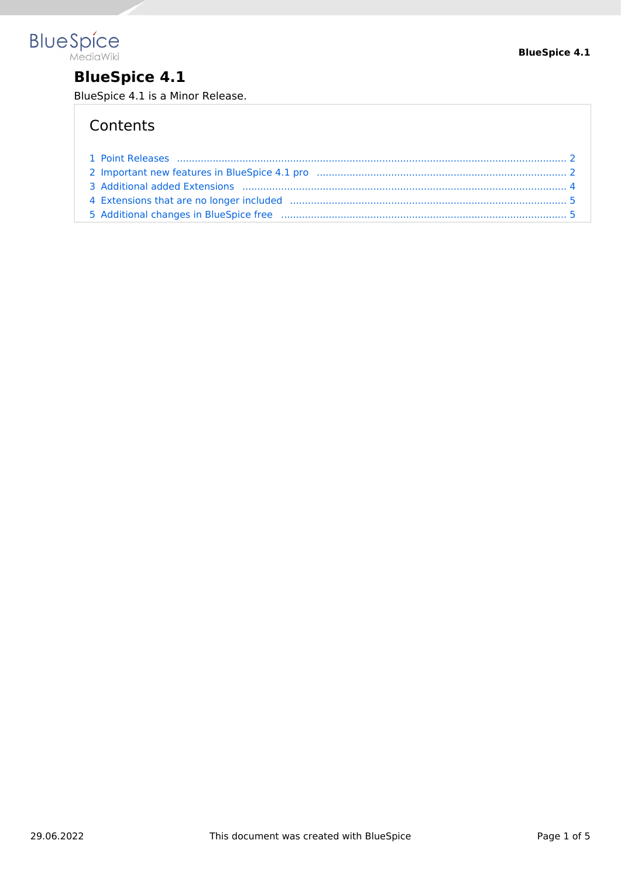# BlueSpice 4.1

BlueSpice 4.1 is a Minor Release.

## Contents

1 Point Releases ..... 2
2 Important new features in BlueSpice 4.1 pro ..... 2
3 Additional added Extensions ..... 4
4 Extensions that are no longer included ..... 5
5 Additional changes in BlueSpice free ..... 5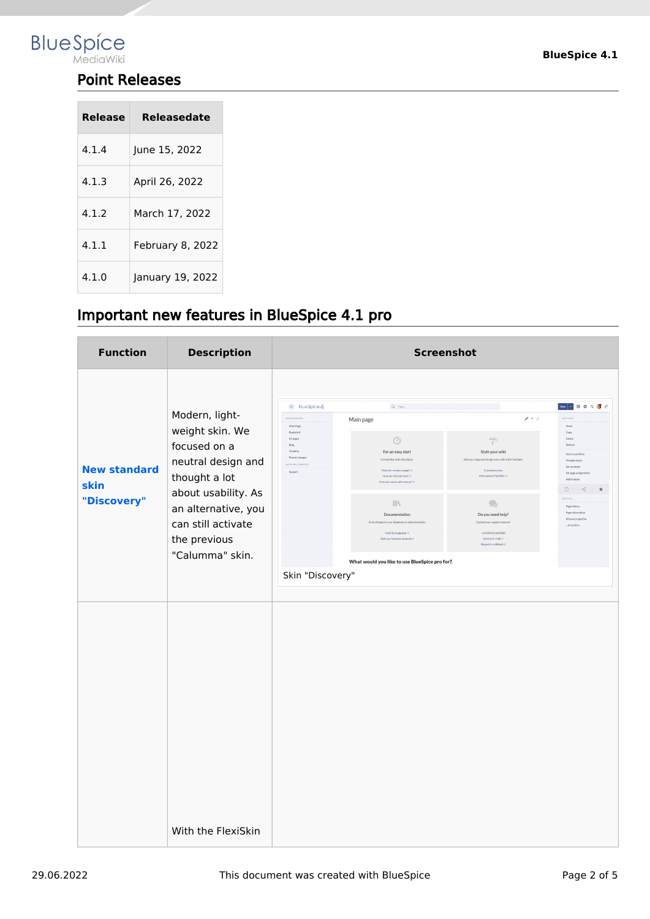## Point Releases

| Release | Releasedate |
|---|---|
| 4.1.4 | June 15, 2022 |
| 4.1.3 | April 26, 2022 |
| 4.1.2 | March 17, 2022 |
| 4.1.1 | February 8, 2022 |
| 4.1.0 | January 19, 2022 |

## Important new features in BlueSpice 4.1 pro

| Function | Description | Screenshot |
|---|---|---|
| **New standard skin "Discovery"** | Modern, light-weight skin. We focused on a neutral design and thought a lot about usability. As an alternative, you can still activate the previous "Calumma" skin. | Skin "Discovery" |
| | With the FlexiSkin | |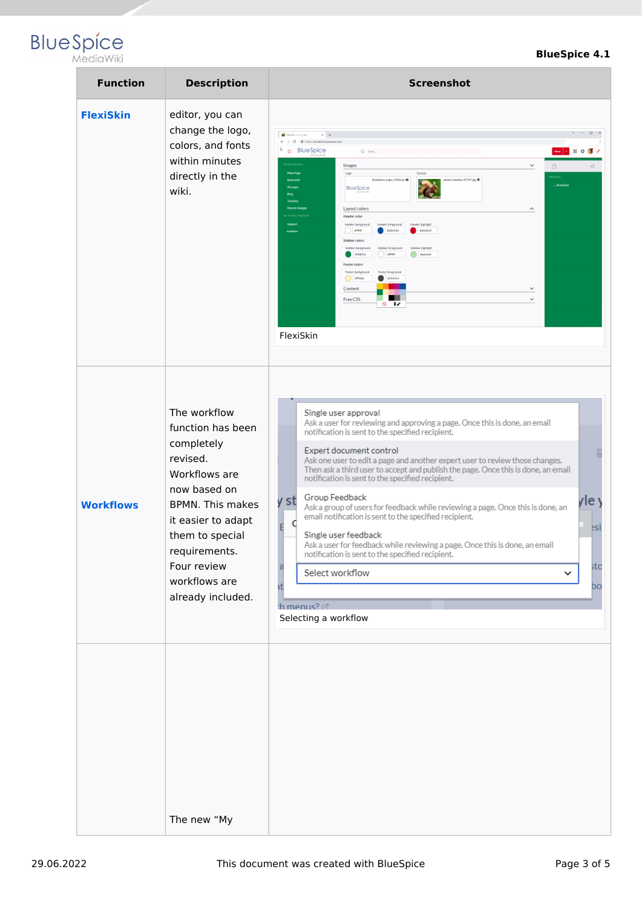| Function | Description | Screenshot |
|---|---|---|
| **FlexiSkin** | editor, you can change the logo, colors, and fonts within minutes directly in the wiki. | FlexiSkin |
| **Workflows** | The workflow function has been completely revised. Workflows are now based on BPMN. This makes it easier to adapt them to special requirements. Four review workflows are already included. | Selecting a workflow |
| | The new “My | |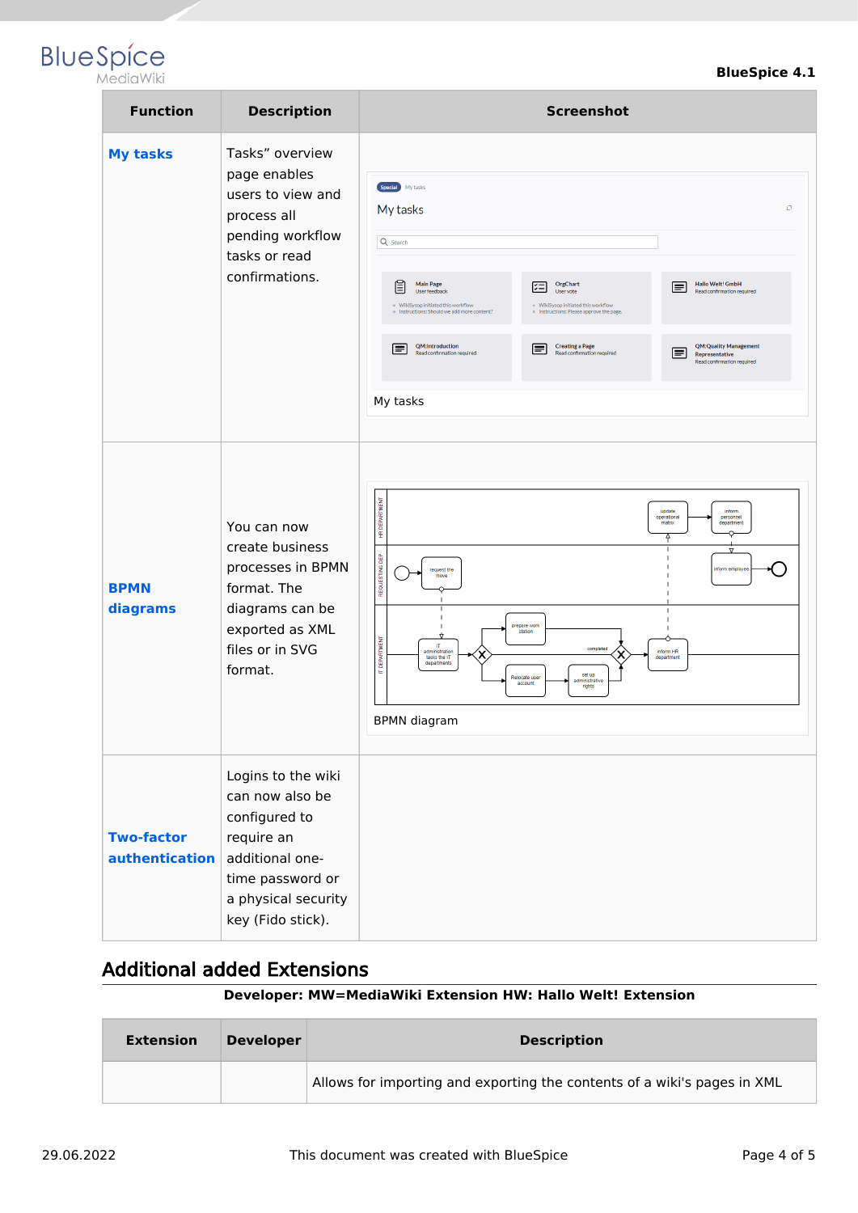| Function | Description | Screenshot |
|---|---|---|
| **My tasks** | Tasks" overview page enables users to view and process all pending workflow tasks or read confirmations. | My tasks |
| **BPMN diagrams** | You can now create business processes in BPMN format. The diagrams can be exported as XML files or in SVG format. | BPMN diagram |
| **Two-factor authentication** | Logins to the wiki can now also be configured to require an additional one-time password or a physical security key (Fido stick). | |

## Additional added Extensions

**Developer: MW=MediaWiki Extension HW: Hallo Welt! Extension**

| Extension | Developer | Description |
|---|---|---|
| | | Allows for importing and exporting the contents of a wiki's pages in XML |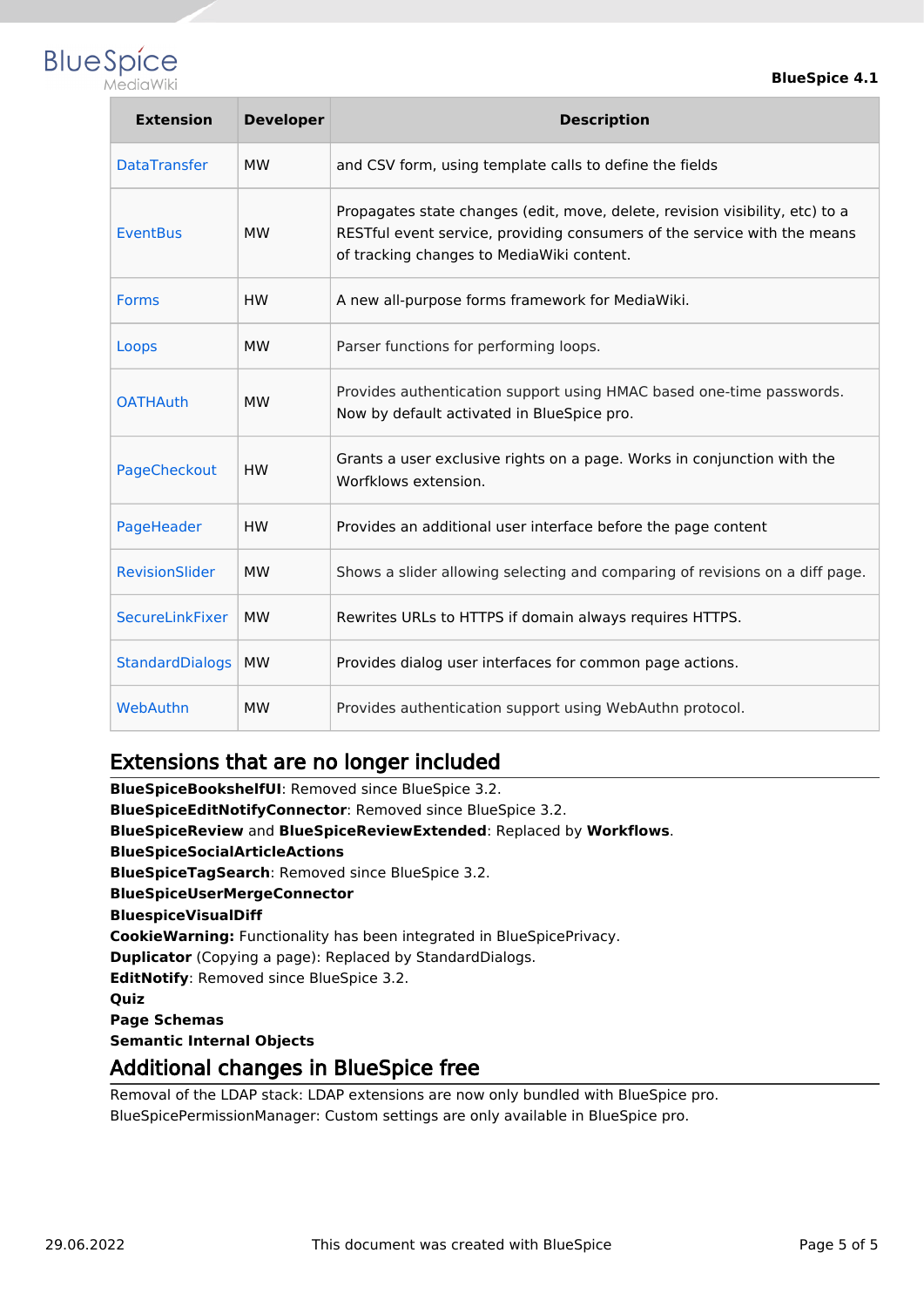| Extension | Developer | Description |
|---|---|---|
| DataTransfer | MW | and CSV form, using template calls to define the fields |
| EventBus | MW | Propagates state changes (edit, move, delete, revision visibility, etc) to a RESTful event service, providing consumers of the service with the means of tracking changes to MediaWiki content. |
| Forms | HW | A new all-purpose forms framework for MediaWiki. |
| Loops | MW | Parser functions for performing loops. |
| OATHAuth | MW | Provides authentication support using HMAC based one-time passwords. Now by default activated in BlueSpice pro. |
| PageCheckout | HW | Grants a user exclusive rights on a page. Works in conjunction with the Worfklows extension. |
| PageHeader | HW | Provides an additional user interface before the page content |
| RevisionSlider | MW | Shows a slider allowing selecting and comparing of revisions on a diff page. |
| SecureLinkFixer | MW | Rewrites URLs to HTTPS if domain always requires HTTPS. |
| StandardDialogs | MW | Provides dialog user interfaces for common page actions. |
| WebAuthn | MW | Provides authentication support using WebAuthn protocol. |

## Extensions that are no longer included

**BlueSpiceBookshelfUI**: Removed since BlueSpice 3.2.
**BlueSpiceEditNotifyConnector**: Removed since BlueSpice 3.2.
**BlueSpiceReview** and **BlueSpiceReviewExtended**: Replaced by **Workflows**.
**BlueSpiceSocialArticleActions**
**BlueSpiceTagSearch**: Removed since BlueSpice 3.2.
**BlueSpiceUserMergeConnector**
**BluespiceVisualDiff**
**CookieWarning:** Functionality has been integrated in BlueSpicePrivacy.
**Duplicator** (Copying a page): Replaced by StandardDialogs.
**EditNotify**: Removed since BlueSpice 3.2.
**Quiz**
**Page Schemas**
**Semantic Internal Objects**

## Additional changes in BlueSpice free

Removal of the LDAP stack: LDAP extensions are now only bundled with BlueSpice pro.
BlueSpicePermissionManager: Custom settings are only available in BlueSpice pro.